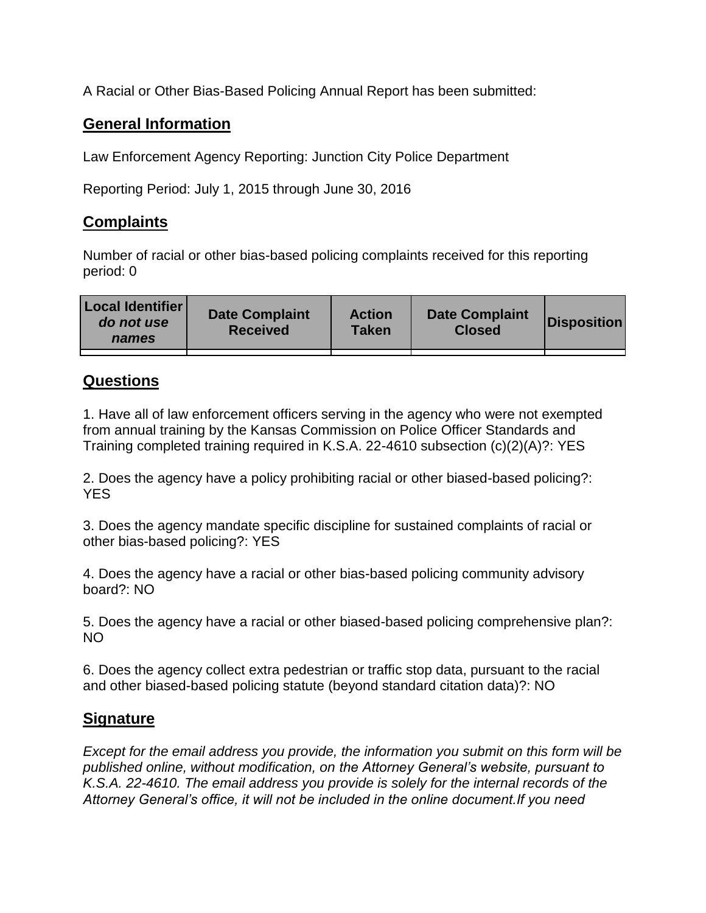A Racial or Other Bias-Based Policing Annual Report has been submitted:

## General Information

Law Enforcement Agency Reporting: Junction City Police Department

Reporting Period: July 1, 2015 through June 30, 2016

## Complaints

Number of racial or other bias-based policing complaints received for this reporting period: 0

| **Local Identifier** ***do not use names*** | **Date Complaint Received** | **Action Taken** | **Date Complaint Closed** | **Disposition** |
|---|---|---|---|---|
| | | | | |

## Questions

1. Have all of law enforcement officers serving in the agency who were not exempted from annual training by the Kansas Commission on Police Officer Standards and Training completed training required in K.S.A. 22-4610 subsection (c)(2)(A)?: YES

2. Does the agency have a policy prohibiting racial or other biased-based policing?: YES

3. Does the agency mandate specific discipline for sustained complaints of racial or other bias-based policing?: YES

4. Does the agency have a racial or other bias-based policing community advisory board?: NO

5. Does the agency have a racial or other biased-based policing comprehensive plan?: NO

6. Does the agency collect extra pedestrian or traffic stop data, pursuant to the racial and other biased-based policing statute (beyond standard citation data)?: NO

## Signature

*Except for the email address you provide, the information you submit on this form will be published online, without modification, on the Attorney General's website, pursuant to K.S.A. 22-4610. The email address you provide is solely for the internal records of the Attorney General's office, it will not be included in the online document.If you need*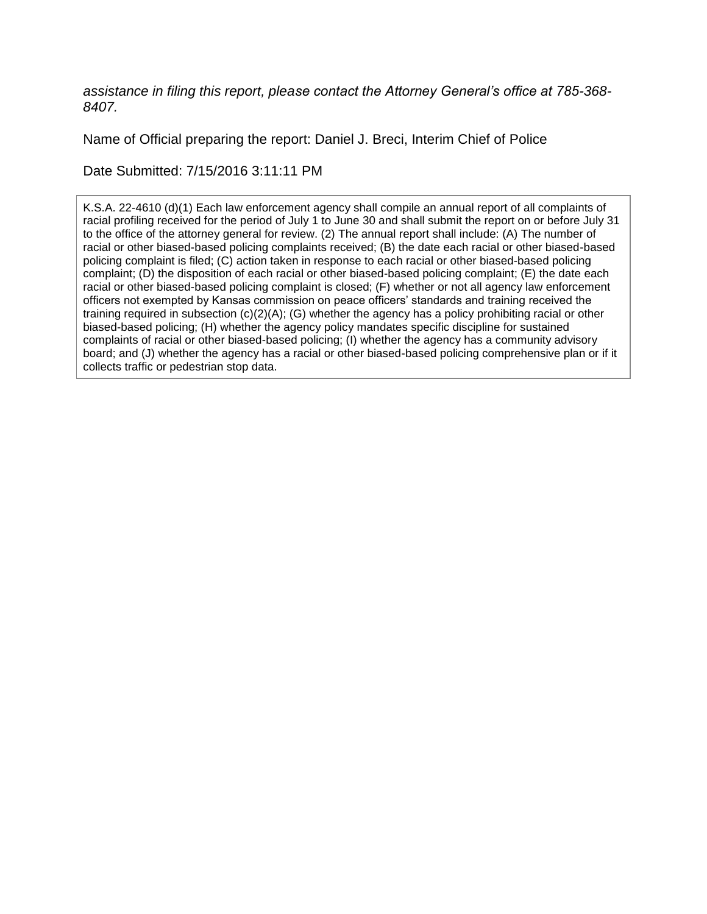*assistance in filing this report, please contact the Attorney General's office at 785-368-8407.*

Name of Official preparing the report: Daniel J. Breci, Interim Chief of Police

Date Submitted: 7/15/2016 3:11:11 PM

K.S.A. 22-4610 (d)(1) Each law enforcement agency shall compile an annual report of all complaints of racial profiling received for the period of July 1 to June 30 and shall submit the report on or before July 31 to the office of the attorney general for review. (2) The annual report shall include: (A) The number of racial or other biased-based policing complaints received; (B) the date each racial or other biased-based policing complaint is filed; (C) action taken in response to each racial or other biased-based policing complaint; (D) the disposition of each racial or other biased-based policing complaint; (E) the date each racial or other biased-based policing complaint is closed; (F) whether or not all agency law enforcement officers not exempted by Kansas commission on peace officers' standards and training received the training required in subsection (c)(2)(A); (G) whether the agency has a policy prohibiting racial or other biased-based policing; (H) whether the agency policy mandates specific discipline for sustained complaints of racial or other biased-based policing; (I) whether the agency has a community advisory board; and (J) whether the agency has a racial or other biased-based policing comprehensive plan or if it collects traffic or pedestrian stop data.